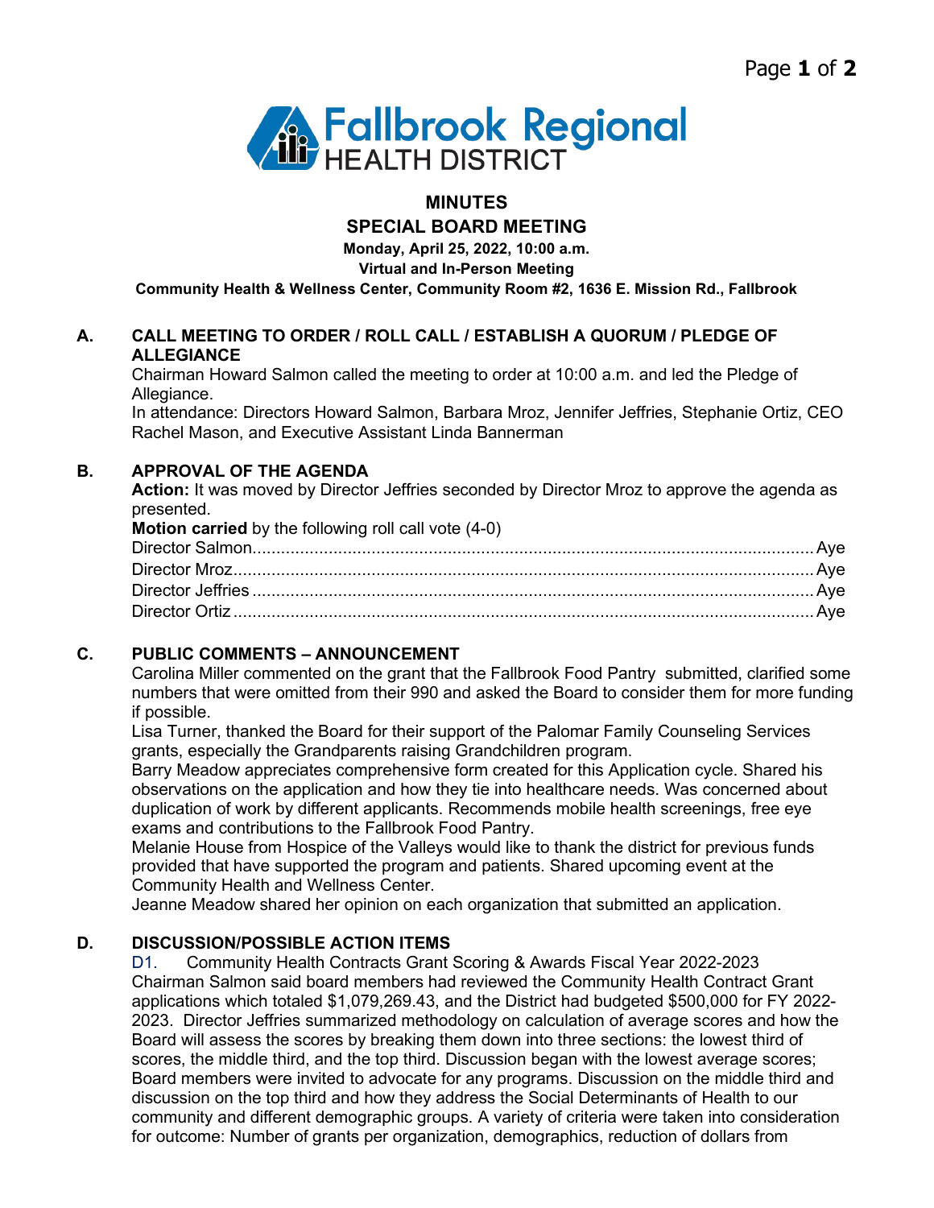# MINUTES

## SPECIAL BOARD MEETING

**Monday, April 25, 2022, 10:00 a.m.**

**Virtual and In-Person Meeting**

**Community Health & Wellness Center, Community Room #2, 1636 E. Mission Rd., Fallbrook**

### A. CALL MEETING TO ORDER / ROLL CALL / ESTABLISH A QUORUM / PLEDGE OF ALLEGIANCE

Chairman Howard Salmon called the meeting to order at 10:00 a.m. and led the Pledge of Allegiance.

In attendance: Directors Howard Salmon, Barbara Mroz, Jennifer Jeffries, Stephanie Ortiz, CEO Rachel Mason, and Executive Assistant Linda Bannerman

### B. APPROVAL OF THE AGENDA

**Action:** It was moved by Director Jeffries seconded by Director Mroz to approve the agenda as presented.

**Motion carried** by the following roll call vote (4-0)

Director Salmon.......................................................... Aye
Director Mroz.............................................................. Aye
Director Jeffries.......................................................... Aye
Director Ortiz.............................................................. Aye

### C. PUBLIC COMMENTS – ANNOUNCEMENT

Carolina Miller commented on the grant that the Fallbrook Food Pantry submitted, clarified some numbers that were omitted from their 990 and asked the Board to consider them for more funding if possible.

Lisa Turner, thanked the Board for their support of the Palomar Family Counseling Services grants, especially the Grandparents raising Grandchildren program.

Barry Meadow appreciates comprehensive form created for this Application cycle. Shared his observations on the application and how they tie into healthcare needs. Was concerned about duplication of work by different applicants. Recommends mobile health screenings, free eye exams and contributions to the Fallbrook Food Pantry.

Melanie House from Hospice of the Valleys would like to thank the district for previous funds provided that have supported the program and patients. Shared upcoming event at the Community Health and Wellness Center.

Jeanne Meadow shared her opinion on each organization that submitted an application.

### D. DISCUSSION/POSSIBLE ACTION ITEMS

D1. Community Health Contracts Grant Scoring & Awards Fiscal Year 2022-2023

Chairman Salmon said board members had reviewed the Community Health Contract Grant applications which totaled $1,079,269.43, and the District had budgeted $500,000 for FY 2022-2023. Director Jeffries summarized methodology on calculation of average scores and how the Board will assess the scores by breaking them down into three sections: the lowest third of scores, the middle third, and the top third. Discussion began with the lowest average scores; Board members were invited to advocate for any programs. Discussion on the middle third and discussion on the top third and how they address the Social Determinants of Health to our community and different demographic groups. A variety of criteria were taken into consideration for outcome: Number of grants per organization, demographics, reduction of dollars from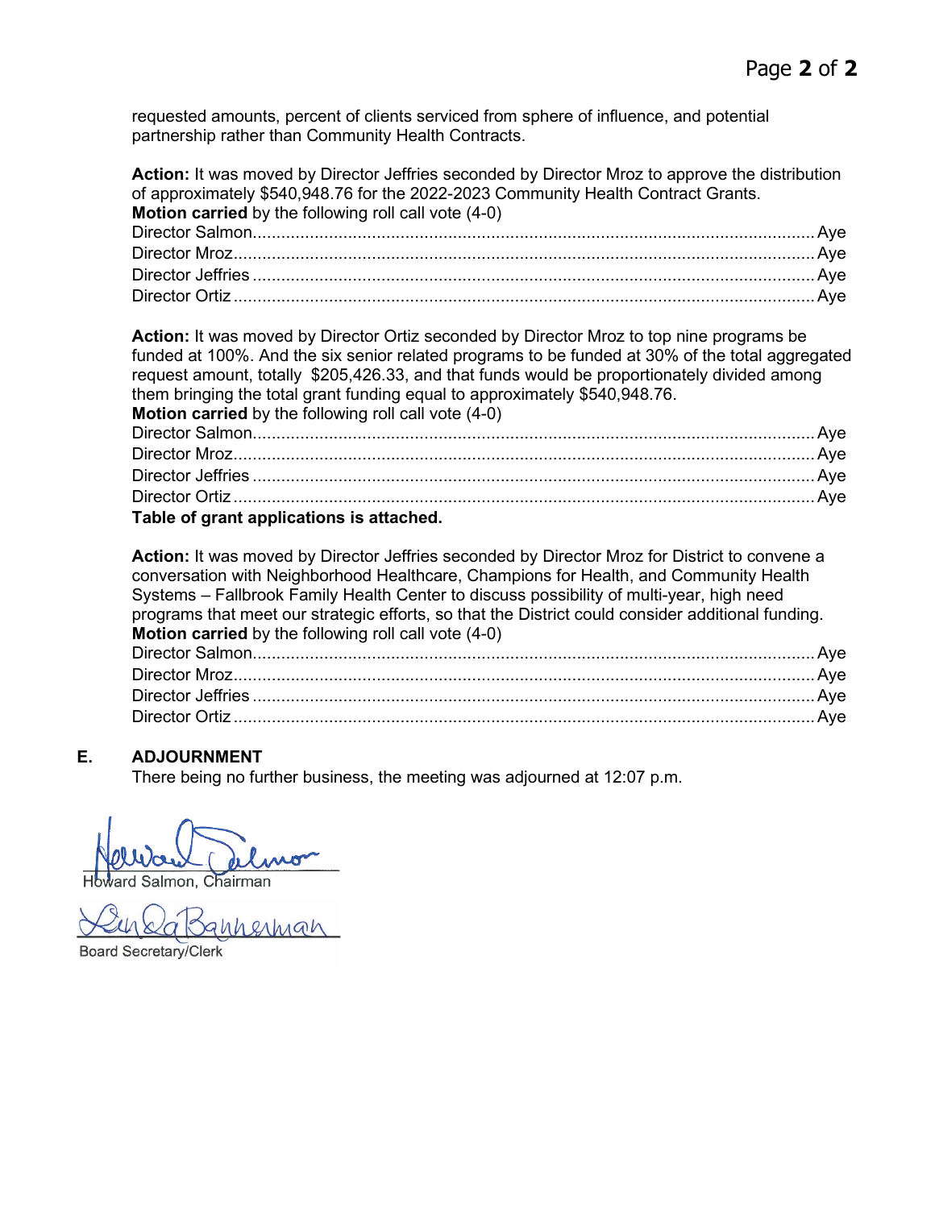requested amounts, percent of clients serviced from sphere of influence, and potential partnership rather than Community Health Contracts.

**Action:** It was moved by Director Jeffries seconded by Director Mroz to approve the distribution of approximately $540,948.76 for the 2022-2023 Community Health Contract Grants.
**Motion carried** by the following roll call vote (4-0)
Director Salmon........................................................................................................Aye
Director Mroz............................................................................................................Aye
Director Jeffries ........................................................................................................Aye
Director Ortiz ............................................................................................................Aye

**Action:** It was moved by Director Ortiz seconded by Director Mroz to top nine programs be funded at 100%. And the six senior related programs to be funded at 30% of the total aggregated request amount, totally $205,426.33, and that funds would be proportionately divided among them bringing the total grant funding equal to approximately $540,948.76.
**Motion carried** by the following roll call vote (4-0)
Director Salmon........................................................................................................Aye
Director Mroz............................................................................................................Aye
Director Jeffries ........................................................................................................Aye
Director Ortiz ............................................................................................................Aye
**Table of grant applications is attached.**

**Action:** It was moved by Director Jeffries seconded by Director Mroz for District to convene a conversation with Neighborhood Healthcare, Champions for Health, and Community Health Systems – Fallbrook Family Health Center to discuss possibility of multi-year, high need programs that meet our strategic efforts, so that the District could consider additional funding.
**Motion carried** by the following roll call vote (4-0)
Director Salmon........................................................................................................Aye
Director Mroz............................................................................................................Aye
Director Jeffries ........................................................................................................Aye
Director Ortiz ............................................................................................................Aye

## E. ADJOURNMENT

There being no further business, the meeting was adjourned at 12:07 p.m.

Howard Salmon, Chairman

Board Secretary/Clerk